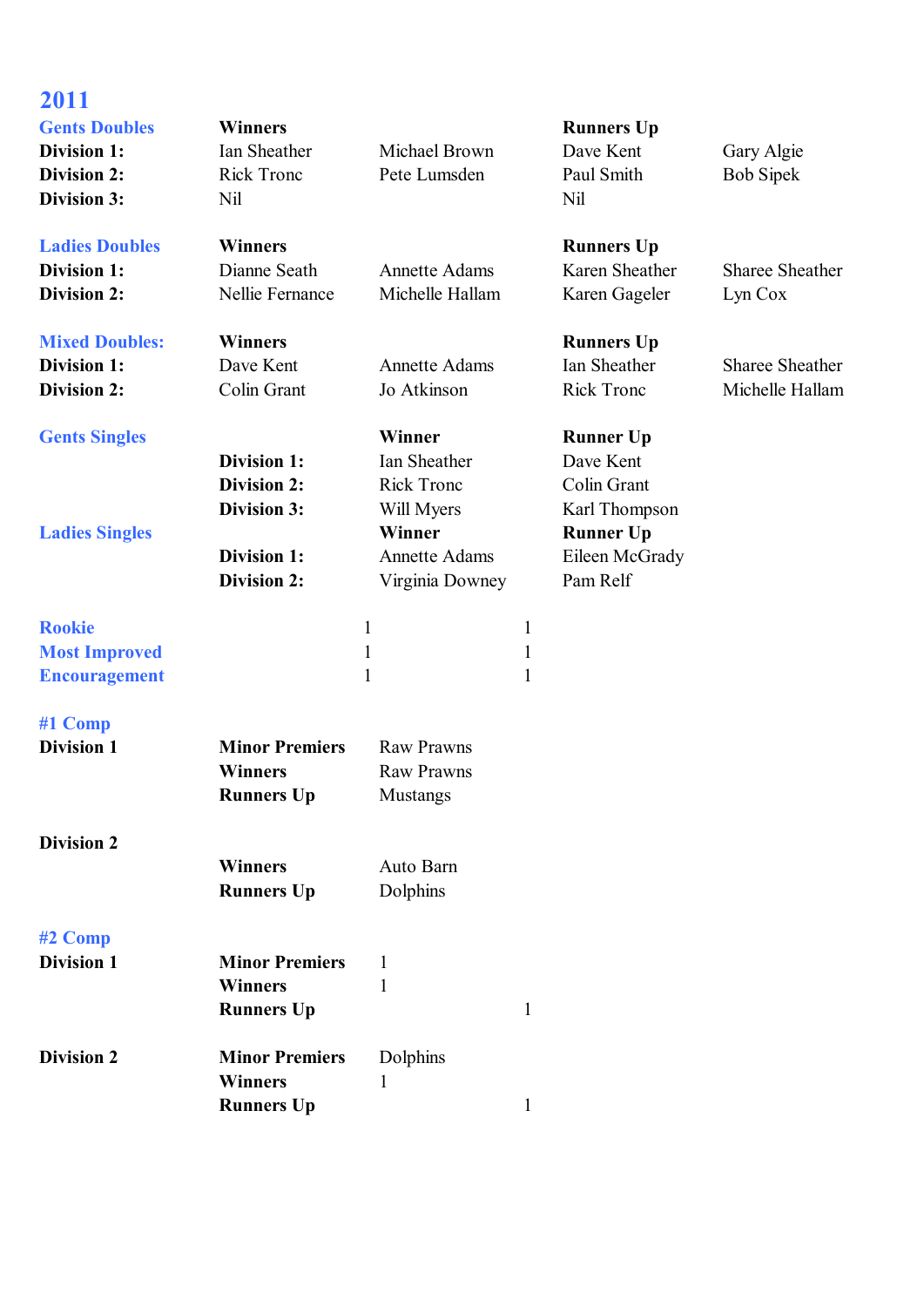# 2011

## Gents Doubles

| | Winners | | Runners Up | |
|---|---|---|---|---|
| **Division 1:** | Ian Sheather | Michael Brown | Dave Kent | Gary Algie |
| **Division 2:** | Rick Tronc | Pete Lumsden | Paul Smith | Bob Sipek |
| **Division 3:** | Nil | | Nil | |

## Ladies Doubles

| | Winners | | Runners Up | |
|---|---|---|---|---|
| **Division 1:** | Dianne Seath | Annette Adams | Karen Sheather | Sharee Sheather |
| **Division 2:** | Nellie Fernance | Michelle Hallam | Karen Gageler | Lyn Cox |

## Mixed Doubles:

| | Winners | | Runners Up | |
|---|---|---|---|---|
| **Division 1:** | Dave Kent | Annette Adams | Ian Sheather | Sharee Sheather |
| **Division 2:** | Colin Grant | Jo Atkinson | Rick Tronc | Michelle Hallam |

## Gents Singles

| | Winner | Runner Up |
|---|---|---|
| **Division 1:** | Ian Sheather | Dave Kent |
| **Division 2:** | Rick Tronc | Colin Grant |
| **Division 3:** | Will Myers | Karl Thompson |

## Ladies Singles

| | Winner | Runner Up |
|---|---|---|
| **Division 1:** | Annette Adams | Eileen McGrady |
| **Division 2:** | Virginia Downey | Pam Relf |

| | | |
|---|---|---|
| **Rookie** | 1 | 1 |
| **Most Improved** | 1 | 1 |
| **Encouragement** | 1 | 1 |

## #1 Comp

**Division 1**

| | |
|---|---|
| **Minor Premiers** | Raw Prawns |
| **Winners** | Raw Prawns |
| **Runners Up** | Mustangs |

**Division 2**

| | |
|---|---|
| **Winners** | Auto Barn |
| **Runners Up** | Dolphins |

## #2 Comp

**Division 1**

| | | |
|---|---|---|
| **Minor Premiers** | 1 | |
| **Winners** | 1 | |
| **Runners Up** | | 1 |

**Division 2**

| | | |
|---|---|---|
| **Minor Premiers** | Dolphins | |
| **Winners** | 1 | |
| **Runners Up** | | 1 |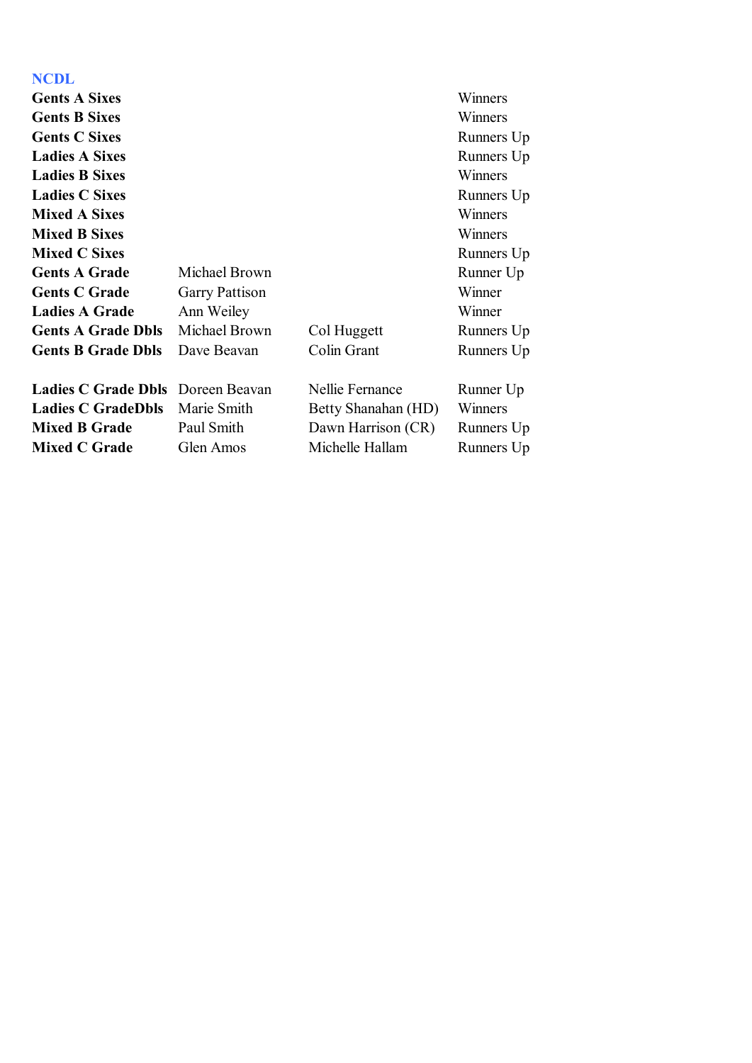**NCDL**

| | | | |
|---|---|---|---|
| **Gents A Sixes** | | | Winners |
| **Gents B Sixes** | | | Winners |
| **Gents C Sixes** | | | Runners Up |
| **Ladies A Sixes** | | | Runners Up |
| **Ladies B Sixes** | | | Winners |
| **Ladies C Sixes** | | | Runners Up |
| **Mixed A Sixes** | | | Winners |
| **Mixed B Sixes** | | | Winners |
| **Mixed C Sixes** | | | Runners Up |
| **Gents A Grade** | Michael Brown | | Runner Up |
| **Gents C Grade** | Garry Pattison | | Winner |
| **Ladies A Grade** | Ann Weiley | | Winner |
| **Gents A Grade Dbls** | Michael Brown | Col Huggett | Runners Up |
| **Gents B Grade Dbls** | Dave Beavan | Colin Grant | Runners Up |
| | | | |
| **Ladies C Grade Dbls** | Doreen Beavan | Nellie Fernance | Runner Up |
| **Ladies C GradeDbls** | Marie Smith | Betty Shanahan (HD) | Winners |
| **Mixed B Grade** | Paul Smith | Dawn Harrison (CR) | Runners Up |
| **Mixed C Grade** | Glen Amos | Michelle Hallam | Runners Up |